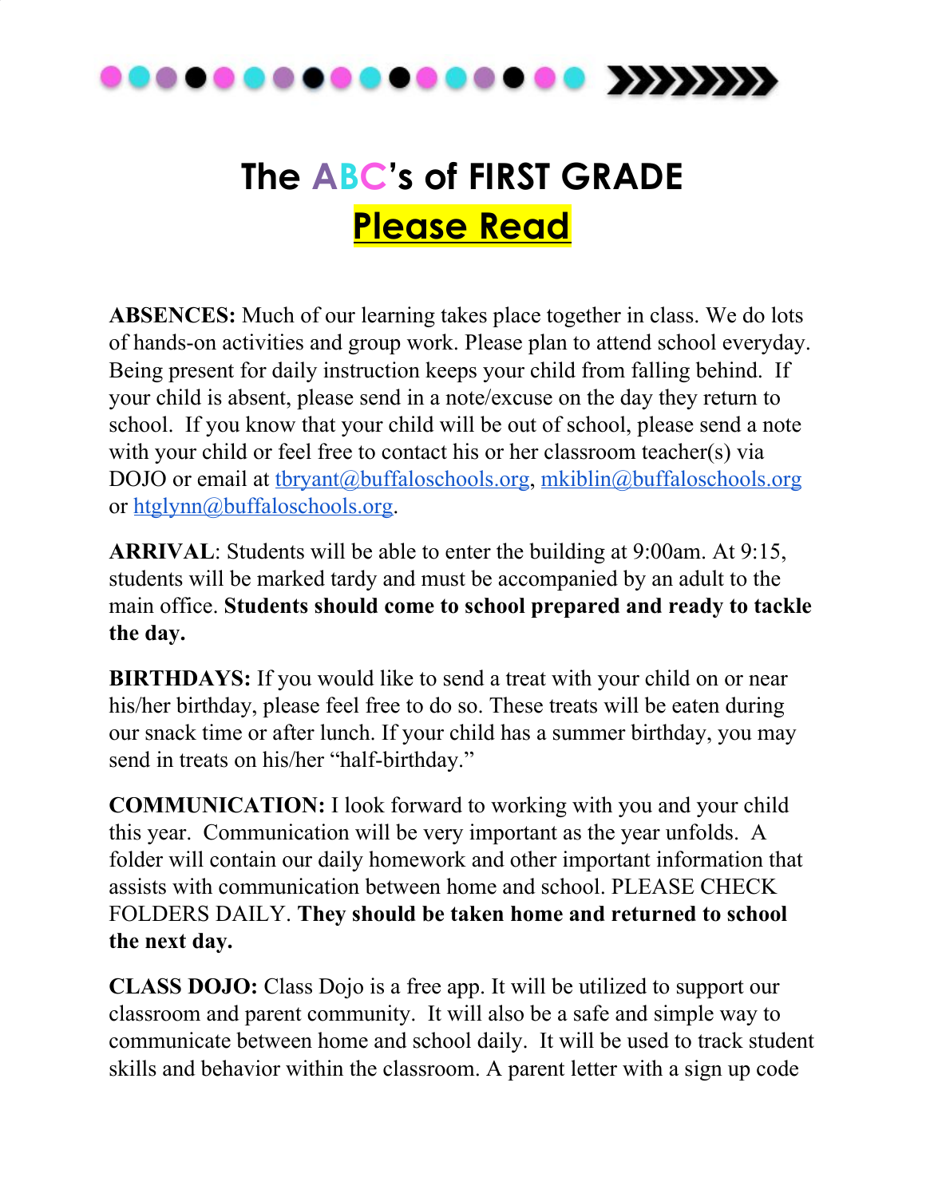# The ABC's of FIRST GRADE

## Please Read

**ABSENCES:** Much of our learning takes place together in class. We do lots of hands-on activities and group work. Please plan to attend school everyday. Being present for daily instruction keeps your child from falling behind. If your child is absent, please send in a note/excuse on the day they return to school. If you know that your child will be out of school, please send a note with your child or feel free to contact his or her classroom teacher(s) via DOJO or email at tbryant@buffaloschools.org, mkiblin@buffaloschools.org or htglynn@buffaloschools.org.

**ARRIVAL**: Students will be able to enter the building at 9:00am. At 9:15, students will be marked tardy and must be accompanied by an adult to the main office. **Students should come to school prepared and ready to tackle the day.**

**BIRTHDAYS:** If you would like to send a treat with your child on or near his/her birthday, please feel free to do so. These treats will be eaten during our snack time or after lunch. If your child has a summer birthday, you may send in treats on his/her "half-birthday."

**COMMUNICATION:** I look forward to working with you and your child this year. Communication will be very important as the year unfolds. A folder will contain our daily homework and other important information that assists with communication between home and school. PLEASE CHECK FOLDERS DAILY. **They should be taken home and returned to school the next day.**

**CLASS DOJO:** Class Dojo is a free app. It will be utilized to support our classroom and parent community. It will also be a safe and simple way to communicate between home and school daily. It will be used to track student skills and behavior within the classroom. A parent letter with a sign up code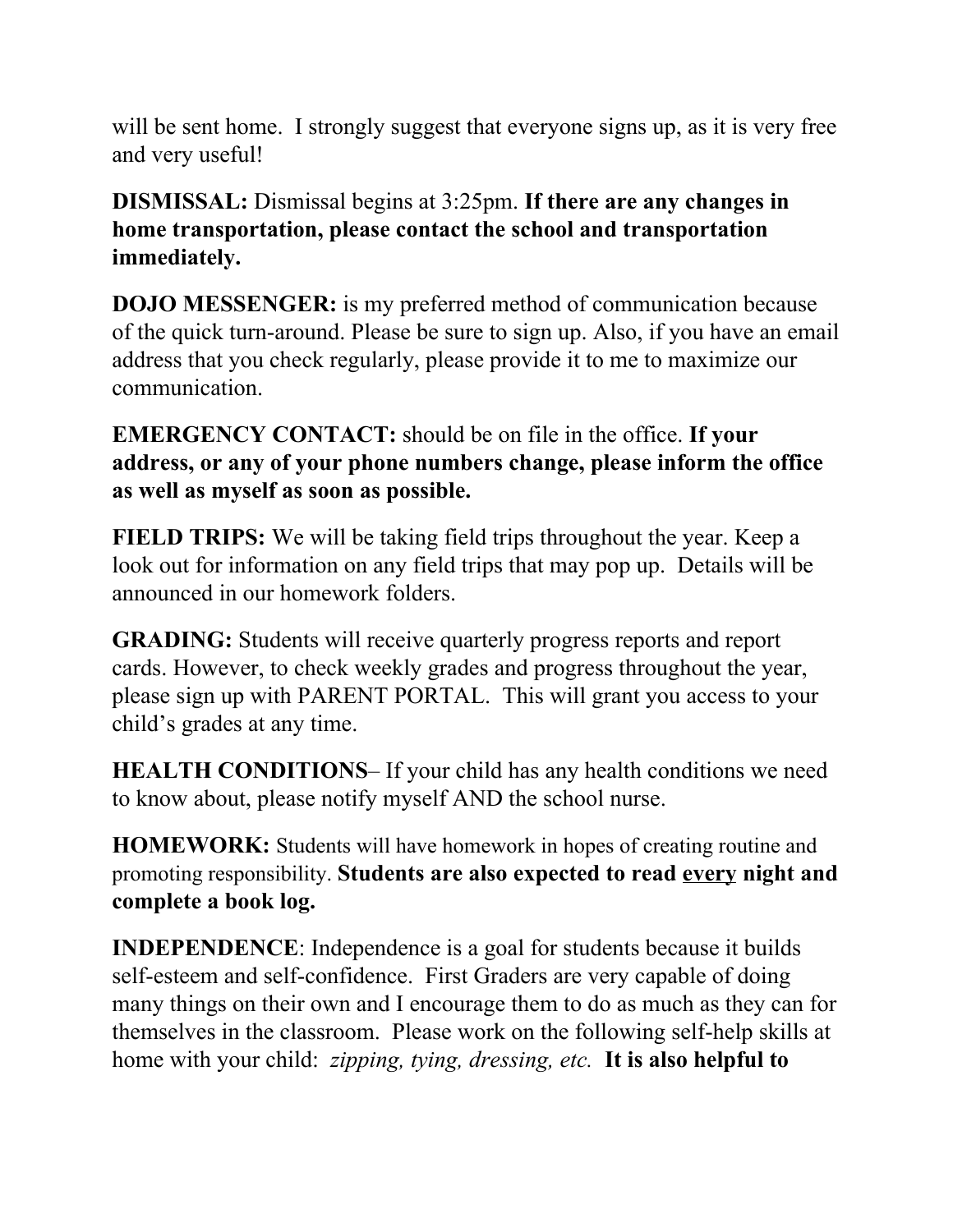will be sent home. I strongly suggest that everyone signs up, as it is very free and very useful!

**DISMISSAL:** Dismissal begins at 3:25pm. **If there are any changes in home transportation, please contact the school and transportation immediately.**

**DOJO MESSENGER:** is my preferred method of communication because of the quick turn-around. Please be sure to sign up. Also, if you have an email address that you check regularly, please provide it to me to maximize our communication.

**EMERGENCY CONTACT:** should be on file in the office. **If your address, or any of your phone numbers change, please inform the office as well as myself as soon as possible.**

**FIELD TRIPS:** We will be taking field trips throughout the year. Keep a look out for information on any field trips that may pop up. Details will be announced in our homework folders.

**GRADING:** Students will receive quarterly progress reports and report cards. However, to check weekly grades and progress throughout the year, please sign up with PARENT PORTAL. This will grant you access to your child's grades at any time.

**HEALTH CONDITIONS**– If your child has any health conditions we need to know about, please notify myself AND the school nurse.

**HOMEWORK:** Students will have homework in hopes of creating routine and promoting responsibility. **Students are also expected to read <u>every</u> night and complete a book log.**

**INDEPENDENCE**: Independence is a goal for students because it builds self-esteem and self-confidence. First Graders are very capable of doing many things on their own and I encourage them to do as much as they can for themselves in the classroom. Please work on the following self-help skills at home with your child: *zipping, tying, dressing, etc.* **It is also helpful to**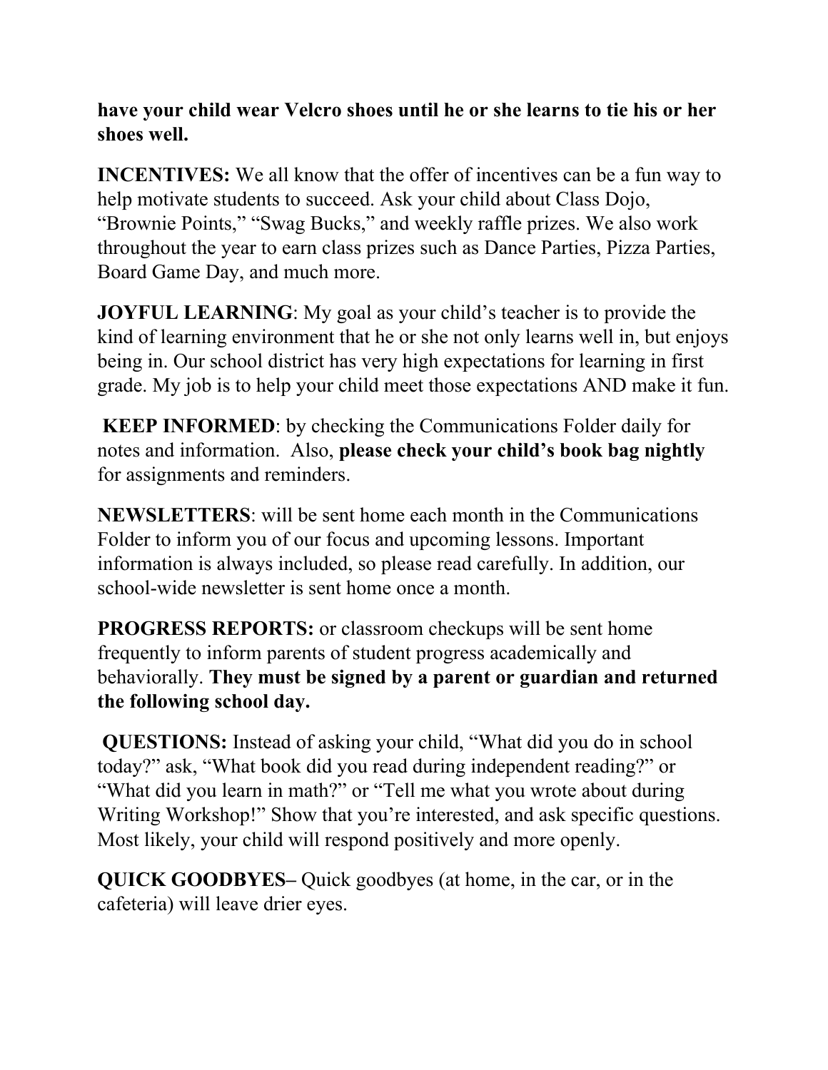**have your child wear Velcro shoes until he or she learns to tie his or her shoes well.**

**INCENTIVES:** We all know that the offer of incentives can be a fun way to help motivate students to succeed. Ask your child about Class Dojo, "Brownie Points," "Swag Bucks," and weekly raffle prizes. We also work throughout the year to earn class prizes such as Dance Parties, Pizza Parties, Board Game Day, and much more.

**JOYFUL LEARNING**: My goal as your child's teacher is to provide the kind of learning environment that he or she not only learns well in, but enjoys being in. Our school district has very high expectations for learning in first grade. My job is to help your child meet those expectations AND make it fun.

**KEEP INFORMED**: by checking the Communications Folder daily for notes and information. Also, **please check your child's book bag nightly** for assignments and reminders.

**NEWSLETTERS**: will be sent home each month in the Communications Folder to inform you of our focus and upcoming lessons. Important information is always included, so please read carefully. In addition, our school-wide newsletter is sent home once a month.

**PROGRESS REPORTS:** or classroom checkups will be sent home frequently to inform parents of student progress academically and behaviorally. **They must be signed by a parent or guardian and returned the following school day.**

**QUESTIONS:** Instead of asking your child, "What did you do in school today?" ask, "What book did you read during independent reading?" or "What did you learn in math?" or "Tell me what you wrote about during Writing Workshop!" Show that you're interested, and ask specific questions. Most likely, your child will respond positively and more openly.

**QUICK GOODBYES–** Quick goodbyes (at home, in the car, or in the cafeteria) will leave drier eyes.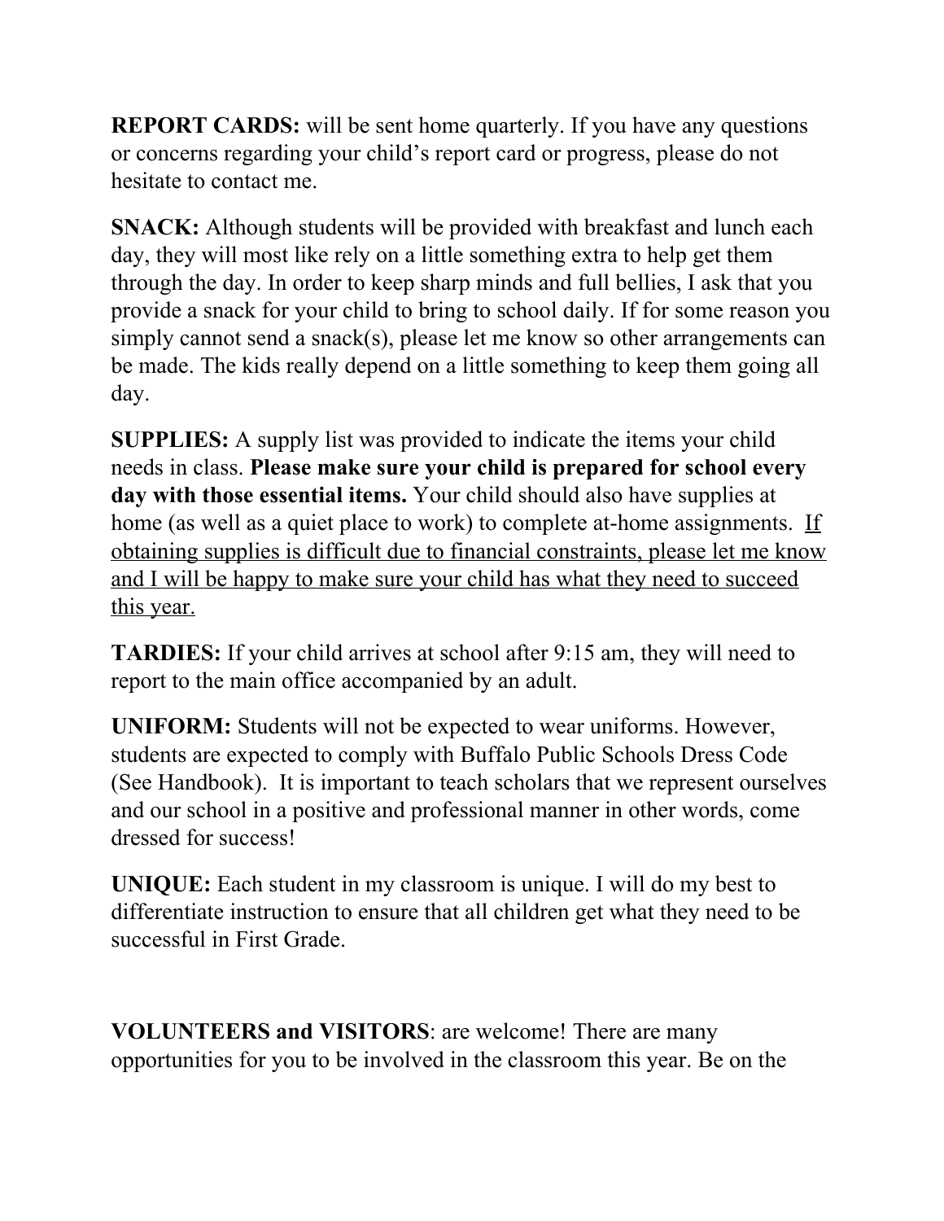**REPORT CARDS:** will be sent home quarterly. If you have any questions or concerns regarding your child's report card or progress, please do not hesitate to contact me.

**SNACK:** Although students will be provided with breakfast and lunch each day, they will most like rely on a little something extra to help get them through the day. In order to keep sharp minds and full bellies, I ask that you provide a snack for your child to bring to school daily. If for some reason you simply cannot send a snack(s), please let me know so other arrangements can be made. The kids really depend on a little something to keep them going all day.

**SUPPLIES:** A supply list was provided to indicate the items your child needs in class. **Please make sure your child is prepared for school every day with those essential items.** Your child should also have supplies at home (as well as a quiet place to work) to complete at-home assignments. <u>If obtaining supplies is difficult due to financial constraints, please let me know and I will be happy to make sure your child has what they need to succeed this year.</u>

**TARDIES:** If your child arrives at school after 9:15 am, they will need to report to the main office accompanied by an adult.

**UNIFORM:** Students will not be expected to wear uniforms. However, students are expected to comply with Buffalo Public Schools Dress Code (See Handbook). It is important to teach scholars that we represent ourselves and our school in a positive and professional manner in other words, come dressed for success!

**UNIQUE:** Each student in my classroom is unique. I will do my best to differentiate instruction to ensure that all children get what they need to be successful in First Grade.

**VOLUNTEERS and VISITORS**: are welcome! There are many opportunities for you to be involved in the classroom this year. Be on the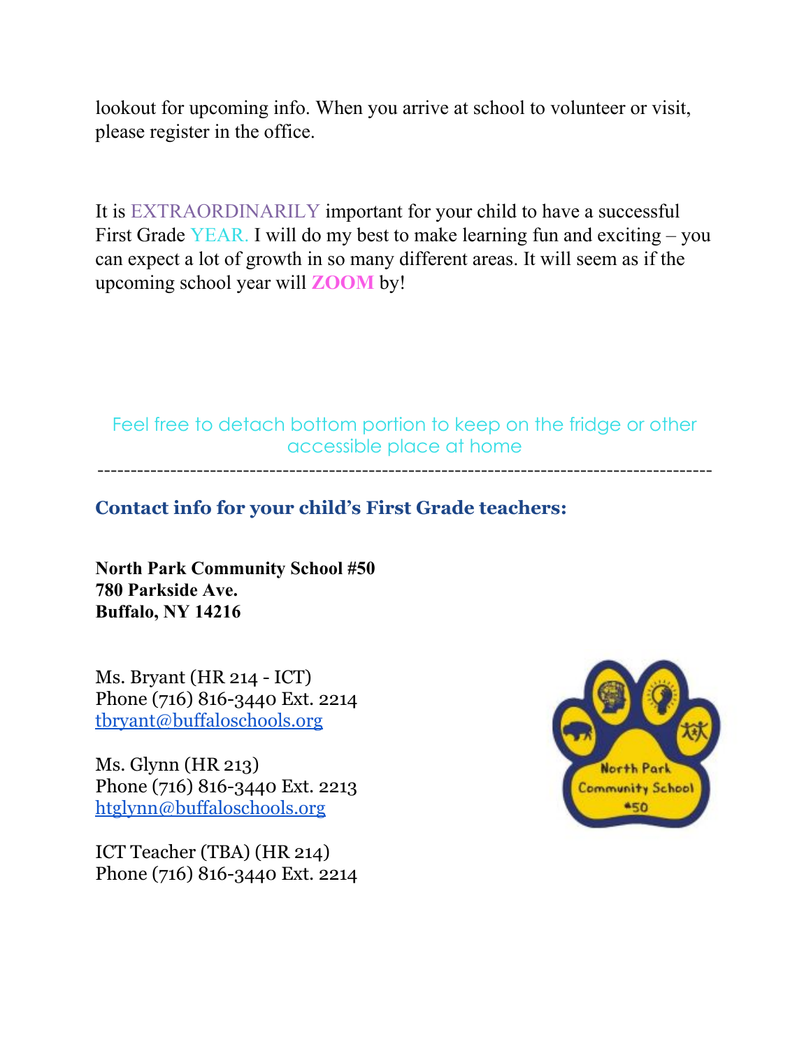lookout for upcoming info. When you arrive at school to volunteer or visit, please register in the office.

It is EXTRAORDINARILY important for your child to have a successful First Grade YEAR. I will do my best to make learning fun and exciting – you can expect a lot of growth in so many different areas. It will seem as if the upcoming school year will **ZOOM** by!

Feel free to detach bottom portion to keep on the fridge or other accessible place at home

------------------------------------------------------------------------------------------

### Contact info for your child's First Grade teachers:

**North Park Community School #50**
**780 Parkside Ave.**
**Buffalo, NY 14216**

Ms. Bryant (HR 214 - ICT)
Phone (716) 816-3440 Ext. 2214
tbryant@buffaloschools.org

Ms. Glynn (HR 213)
Phone (716) 816-3440 Ext. 2213
htglynn@buffaloschools.org

ICT Teacher (TBA) (HR 214)
Phone (716) 816-3440 Ext. 2214